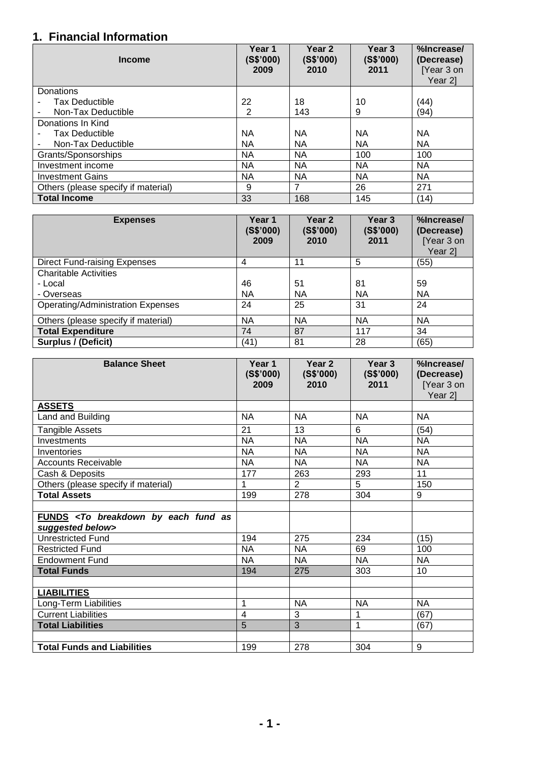# 1. Financial Information

| Income | Year 1 (S$'000) 2009 | Year 2 (S$'000) 2010 | Year 3 (S$'000) 2011 | %Increase/ (Decrease) [Year 3 on Year 2] |
|---|---|---|---|---|
| Donations | | | | |
| - Tax Deductible | 22 | 18 | 10 | (44) |
| - Non-Tax Deductible | 2 | 143 | 9 | (94) |
| Donations In Kind | | | | |
| - Tax Deductible | NA | NA | NA | NA |
| - Non-Tax Deductible | NA | NA | NA | NA |
| Grants/Sponsorships | NA | NA | 100 | 100 |
| Investment income | NA | NA | NA | NA |
| Investment Gains | NA | NA | NA | NA |
| Others (please specify if material) | 9 | 7 | 26 | 271 |
| **Total Income** | 33 | 168 | 145 | (14) |

| Expenses | Year 1 (S$'000) 2009 | Year 2 (S$'000) 2010 | Year 3 (S$'000) 2011 | %Increase/ (Decrease) [Year 3 on Year 2] |
|---|---|---|---|---|
| Direct Fund-raising Expenses | 4 | 11 | 5 | (55) |
| Charitable Activities | | | | |
| - Local | 46 | 51 | 81 | 59 |
| - Overseas | NA | NA | NA | NA |
| Operating/Administration Expenses | 24 | 25 | 31 | 24 |
| Others (please specify if material) | NA | NA | NA | NA |
| **Total Expenditure** | 74 | 87 | 117 | 34 |
| **Surplus / (Deficit)** | (41) | 81 | 28 | (65) |

| Balance Sheet | Year 1 (S$'000) 2009 | Year 2 (S$'000) 2010 | Year 3 (S$'000) 2011 | %Increase/ (Decrease) [Year 3 on Year 2] |
|---|---|---|---|---|
| **ASSETS** | | | | |
| Land and Building | NA | NA | NA | NA |
| Tangible Assets | 21 | 13 | 6 | (54) |
| Investments | NA | NA | NA | NA |
| Inventories | NA | NA | NA | NA |
| Accounts Receivable | NA | NA | NA | NA |
| Cash & Deposits | 177 | 263 | 293 | 11 |
| Others (please specify if material) | 1 | 2 | 5 | 150 |
| **Total Assets** | 199 | 278 | 304 | 9 |
| | | | | |
| **FUNDS** ***<To breakdown by each fund as suggested below>*** | | | | |
| Unrestricted Fund | 194 | 275 | 234 | (15) |
| Restricted Fund | NA | NA | 69 | 100 |
| Endowment Fund | NA | NA | NA | NA |
| **Total Funds** | 194 | 275 | 303 | 10 |
| | | | | |
| **LIABILITIES** | | | | |
| Long-Term Liabilities | 1 | NA | NA | NA |
| Current Liabilities | 4 | 3 | 1 | (67) |
| **Total Liabilities** | 5 | 3 | 1 | (67) |
| | | | | |
| **Total Funds and Liabilities** | 199 | 278 | 304 | 9 |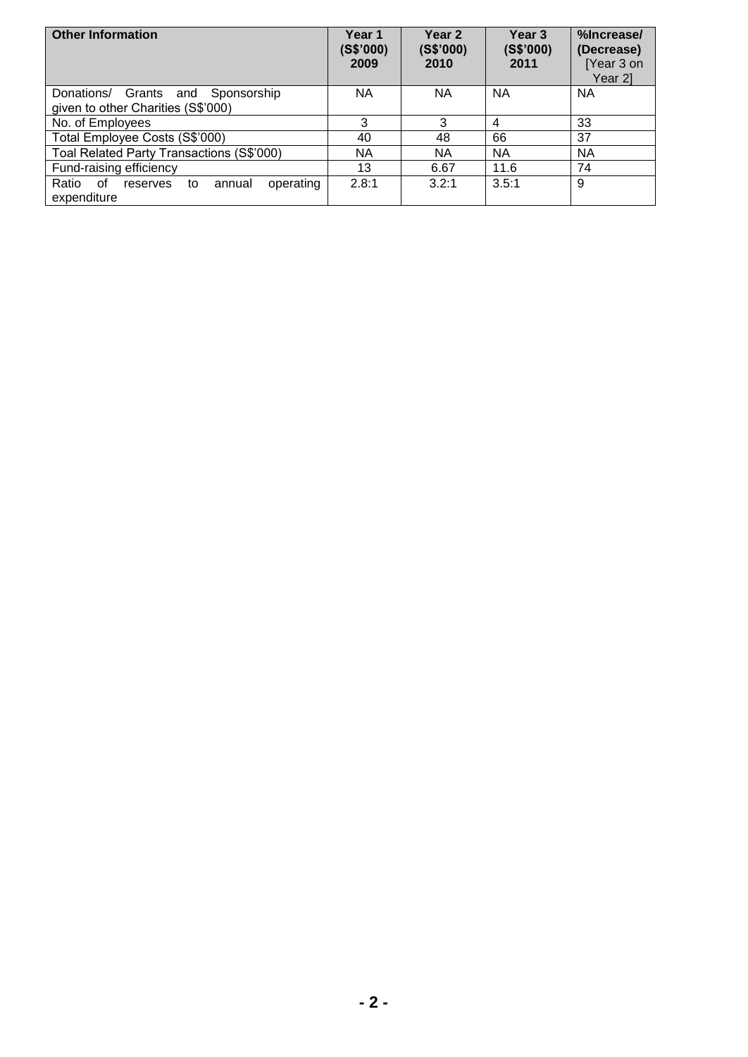| Other Information | Year 1 (S$'000) 2009 | Year 2 (S$'000) 2010 | Year 3 (S$'000) 2011 | %Increase/ (Decrease) [Year 3 on Year 2] |
|---|---|---|---|---|
| Donations/ Grants and Sponsorship given to other Charities (S$'000) | NA | NA | NA | NA |
| No. of Employees | 3 | 3 | 4 | 33 |
| Total Employee Costs (S$'000) | 40 | 48 | 66 | 37 |
| Toal Related Party Transactions (S$'000) | NA | NA | NA | NA |
| Fund-raising efficiency | 13 | 6.67 | 11.6 | 74 |
| Ratio of reserves to annual operating expenditure | 2.8:1 | 3.2:1 | 3.5:1 | 9 |